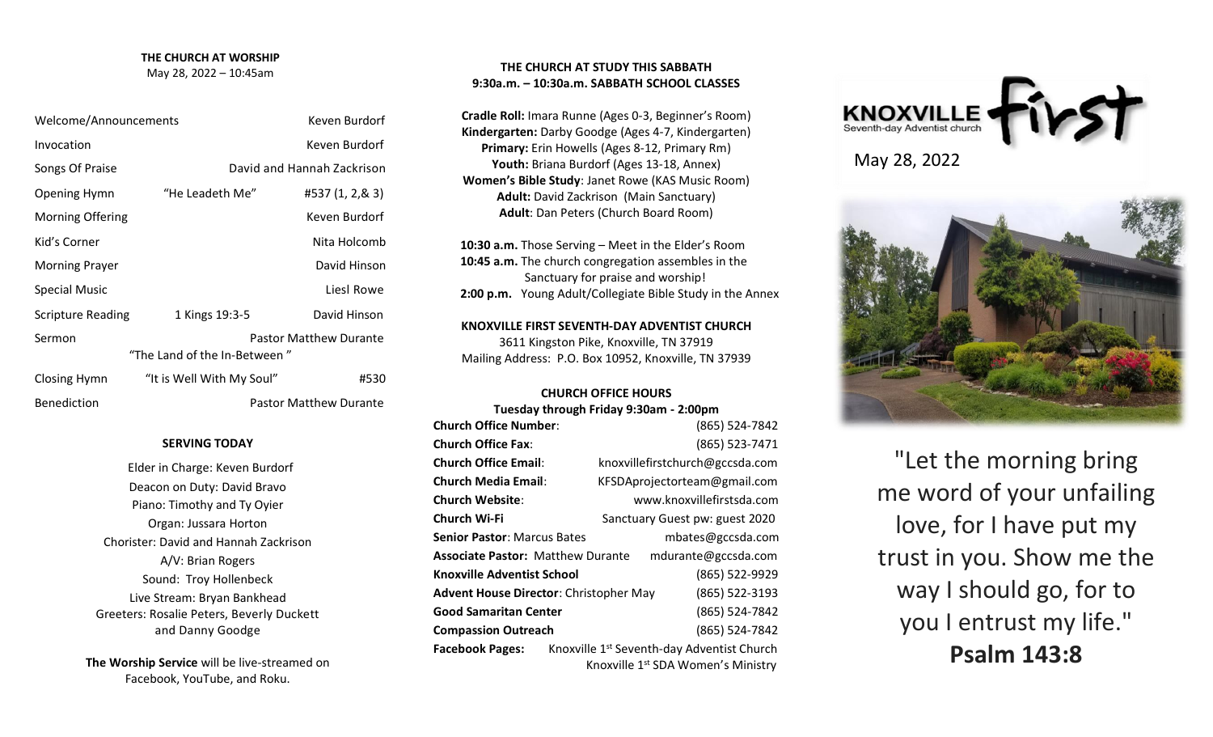## THE CHURCH AT WORSHIP

May 28, 2022 – 10:45am

| | | |
|---|---|---|
| Welcome/Announcements | | Keven Burdorf |
| Invocation | | Keven Burdorf |
| Songs Of Praise | | David and Hannah Zackrison |
| Opening Hymn | "He Leadeth Me" | #537 (1, 2,& 3) |
| Morning Offering | | Keven Burdorf |
| Kid's Corner | | Nita Holcomb |
| Morning Prayer | | David Hinson |
| Special Music | | Liesl Rowe |
| Scripture Reading | 1 Kings 19:3-5 | David Hinson |
| Sermon | "The Land of the In-Between" | Pastor Matthew Durante |
| Closing Hymn | "It is Well With My Soul" | #530 |
| Benediction | | Pastor Matthew Durante |

### SERVING TODAY

Elder in Charge: Keven Burdorf
Deacon on Duty: David Bravo
Piano: Timothy and Ty Oyier
Organ: Jussara Horton
Chorister: David and Hannah Zackrison
A/V: Brian Rogers
Sound: Troy Hollenbeck
Live Stream: Bryan Bankhead
Greeters: Rosalie Peters, Beverly Duckett and Danny Goodge

**The Worship Service** will be live-streamed on Facebook, YouTube, and Roku.

## THE CHURCH AT STUDY THIS SABBATH

**9:30a.m. – 10:30a.m. SABBATH SCHOOL CLASSES**

**Cradle Roll:** Imara Runne (Ages 0-3, Beginner's Room)
**Kindergarten:** Darby Goodge (Ages 4-7, Kindergarten)
**Primary:** Erin Howells (Ages 8-12, Primary Rm)
**Youth:** Briana Burdorf (Ages 13-18, Annex)
**Women's Bible Study**: Janet Rowe (KAS Music Room)
**Adult:** David Zackrison (Main Sanctuary)
**Adult**: Dan Peters (Church Board Room)

**10:30 a.m.** Those Serving – Meet in the Elder's Room
**10:45 a.m.** The church congregation assembles in the Sanctuary for praise and worship!
**2:00 p.m.** Young Adult/Collegiate Bible Study in the Annex

**KNOXVILLE FIRST SEVENTH-DAY ADVENTIST CHURCH**
3611 Kingston Pike, Knoxville, TN 37919
Mailing Address: P.O. Box 10952, Knoxville, TN 37939

**CHURCH OFFICE HOURS**
**Tuesday through Friday 9:30am - 2:00pm**

| | |
|---|---|
| **Church Office Number**: | (865) 524-7842 |
| **Church Office Fax**: | (865) 523-7471 |
| **Church Office Email**: | knoxvillefirstchurch@gccsda.com |
| **Church Media Email**: | KFSDAprojectorteam@gmail.com |
| **Church Website**: | www.knoxvillefirstsda.com |
| **Church Wi-Fi** | Sanctuary Guest pw: guest 2020 |
| **Senior Pastor**: Marcus Bates | mbates@gccsda.com |
| **Associate Pastor:** Matthew Durante | mdurante@gccsda.com |
| **Knoxville Adventist School** | (865) 522-9929 |
| **Advent House Director**: Christopher May | (865) 522-3193 |
| **Good Samaritan Center** | (865) 524-7842 |
| **Compassion Outreach** | (865) 524-7842 |
| **Facebook Pages:** | Knoxville 1st Seventh-day Adventist Church<br>Knoxville 1st SDA Women's Ministry |

# KNOXVILLE first
Seventh-day Adventist church

May 28, 2022

"Let the morning bring me word of your unfailing love, for I have put my trust in you. Show me the way I should go, for to you I entrust my life."
**Psalm 143:8**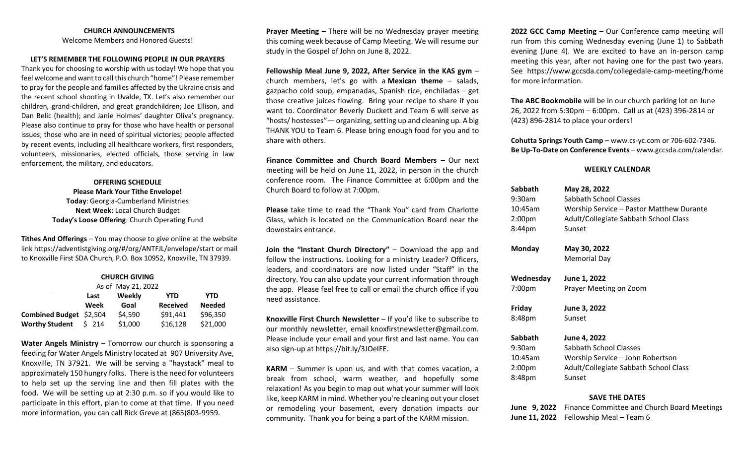## CHURCH ANNOUNCEMENTS

Welcome Members and Honored Guests!

### LET'S REMEMBER THE FOLLOWING PEOPLE IN OUR PRAYERS

Thank you for choosing to worship with us today! We hope that you feel welcome and want to call this church "home"! Please remember to pray for the people and families affected by the Ukraine crisis and the recent school shooting in Uvalde, TX. Let's also remember our children, grand-children, and great grandchildren; Joe Ellison, and Dan Belic (health); and Janie Holmes' daughter Oliva's pregnancy. Please also continue to pray for those who have health or personal issues; those who are in need of spiritual victories; people affected by recent events, including all healthcare workers, first responders, volunteers, missionaries, elected officials, those serving in law enforcement, the military, and educators.

### OFFERING SCHEDULE

**Please Mark Your Tithe Envelope!**
**Today**: Georgia-Cumberland Ministries
**Next Week:** Local Church Budget
**Today's Loose Offering**: Church Operating Fund

**Tithes And Offerings** – You may choose to give online at the website link https://adventistgiving.org/#/org/ANTFJL/envelope/start or mail to Knoxville First SDA Church, P.O. Box 10952, Knoxville, TN 37939.

### CHURCH GIVING

As of May 21, 2022

| | Last Week | Weekly Goal | YTD Received | YTD Needed |
|---|---|---|---|---|
| **Combined Budget** | $2,504 | $4,590 | $91,441 | $96,350 |
| **Worthy Student** | $ 214 | $1,000 | $16,128 | $21,000 |

**Water Angels Ministry** – Tomorrow our church is sponsoring a feeding for Water Angels Ministry located at 907 University Ave, Knoxville, TN 37921. We will be serving a "haystack" meal to approximately 150 hungry folks. There is the need for volunteers to help set up the serving line and then fill plates with the food. We will be setting up at 2:30 p.m. so if you would like to participate in this effort, plan to come at that time. If you need more information, you can call Rick Greve at (865)803-9959.

**Prayer Meeting** – There will be no Wednesday prayer meeting this coming week because of Camp Meeting. We will resume our study in the Gospel of John on June 8, 2022.

**Fellowship Meal June 9, 2022, After Service in the KAS gym** – church members, let's go with a **Mexican theme** – salads, gazpacho cold soup, empanadas, Spanish rice, enchiladas – get those creative juices flowing. Bring your recipe to share if you want to. Coordinator Beverly Duckett and Team 6 will serve as "hosts/ hostesses"— organizing, setting up and cleaning up. A big THANK YOU to Team 6. Please bring enough food for you and to share with others.

**Finance Committee and Church Board Members** – Our next meeting will be held on June 11, 2022, in person in the church conference room. The Finance Committee at 6:00pm and the Church Board to follow at 7:00pm.

**Please** take time to read the "Thank You" card from Charlotte Glass, which is located on the Communication Board near the downstairs entrance.

**Join the "Instant Church Directory"** – Download the app and follow the instructions. Looking for a ministry Leader? Officers, leaders, and coordinators are now listed under "Staff" in the directory. You can also update your current information through the app. Please feel free to call or email the church office if you need assistance.

**Knoxville First Church Newsletter** – If you'd like to subscribe to our monthly newsletter, email knoxfirstnewsletter@gmail.com. Please include your email and your first and last name. You can also sign-up at https://bit.ly/3JOeIFE.

**KARM** – Summer is upon us, and with that comes vacation, a break from school, warm weather, and hopefully some relaxation! As you begin to map out what your summer will look like, keep KARM in mind. Whether you're cleaning out your closet or remodeling your basement, every donation impacts our community. Thank you for being a part of the KARM mission.

**2022 GCC Camp Meeting** – Our Conference camp meeting will run from this coming Wednesday evening (June 1) to Sabbath evening (June 4). We are excited to have an in-person camp meeting this year, after not having one for the past two years. See https://www.gccsda.com/collegedale-camp-meeting/home for more information.

**The ABC Bookmobile** will be in our church parking lot on June 26, 2022 from 5:30pm – 6:00pm. Call us at (423) 396-2814 or (423) 896-2814 to place your orders!

**Cohutta Springs Youth Camp** – www.cs-yc.com or 706-602-7346.
**Be Up-To-Date on Conference Events** – www.gccsda.com/calendar.

### WEEKLY CALENDAR

| | |
|---|---|
| **Sabbath** | **May 28, 2022** |
| 9:30am | Sabbath School Classes |
| 10:45am | Worship Service – Pastor Matthew Durante |
| 2:00pm | Adult/Collegiate Sabbath School Class |
| 8:44pm | Sunset |
| **Monday** | **May 30, 2022** |
| | Memorial Day |
| **Wednesday** | **June 1, 2022** |
| 7:00pm | Prayer Meeting on Zoom |
| **Friday** | **June 3, 2022** |
| 8:48pm | Sunset |
| **Sabbath** | **June 4, 2022** |
| 9:30am | Sabbath School Classes |
| 10:45am | Worship Service – John Robertson |
| 2:00pm | Adult/Collegiate Sabbath School Class |
| 8:48pm | Sunset |

### SAVE THE DATES

| | |
|---|---|
| **June 9, 2022** | Finance Committee and Church Board Meetings |
| **June 11, 2022** | Fellowship Meal – Team 6 |